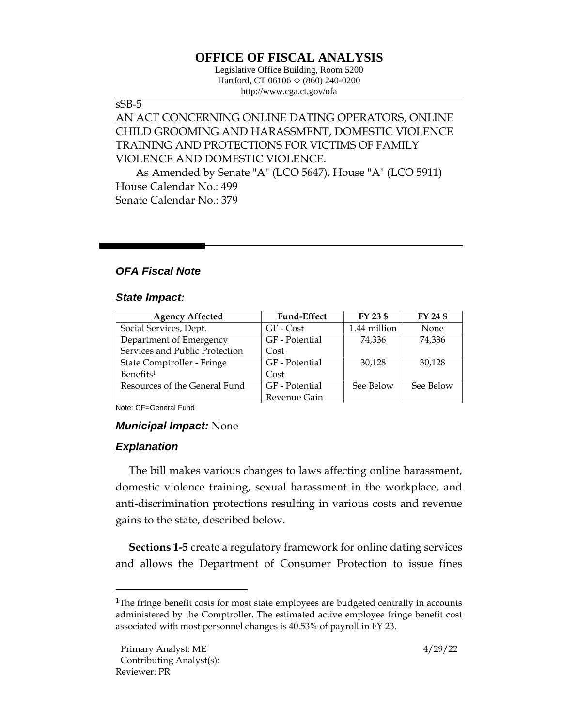# OFFICE OF FISCAL ANALYSIS

Legislative Office Building, Room 5200
Hartford, CT 06106 ◇ (860) 240-0200
http://www.cga.ct.gov/ofa

sSB-5

AN ACT CONCERNING ONLINE DATING OPERATORS, ONLINE CHILD GROOMING AND HARASSMENT, DOMESTIC VIOLENCE TRAINING AND PROTECTIONS FOR VICTIMS OF FAMILY VIOLENCE AND DOMESTIC VIOLENCE.

As Amended by Senate "A" (LCO 5647), House "A" (LCO 5911)

House Calendar No.: 499
Senate Calendar No.: 379

## *OFA Fiscal Note*

### *State Impact:*

| Agency Affected | Fund-Effect | FY 23 $ | FY 24 $ |
|---|---|---|---|
| Social Services, Dept. | GF - Cost | 1.44 million | None |
| Department of Emergency Services and Public Protection | GF - Potential Cost | 74,336 | 74,336 |
| State Comptroller - Fringe Benefits[1] | GF - Potential Cost | 30,128 | 30,128 |
| Resources of the General Fund | GF - Potential Revenue Gain | See Below | See Below |

Note: GF=General Fund

### *Municipal Impact:* None

### *Explanation*

The bill makes various changes to laws affecting online harassment, domestic violence training, sexual harassment in the workplace, and anti-discrimination protections resulting in various costs and revenue gains to the state, described below.

**Sections 1-5** create a regulatory framework for online dating services and allows the Department of Consumer Protection to issue fines

[1]The fringe benefit costs for most state employees are budgeted centrally in accounts administered by the Comptroller. The estimated active employee fringe benefit cost associated with most personnel changes is 40.53% of payroll in FY 23.

Primary Analyst: ME
Contributing Analyst(s):
Reviewer: PR

4/29/22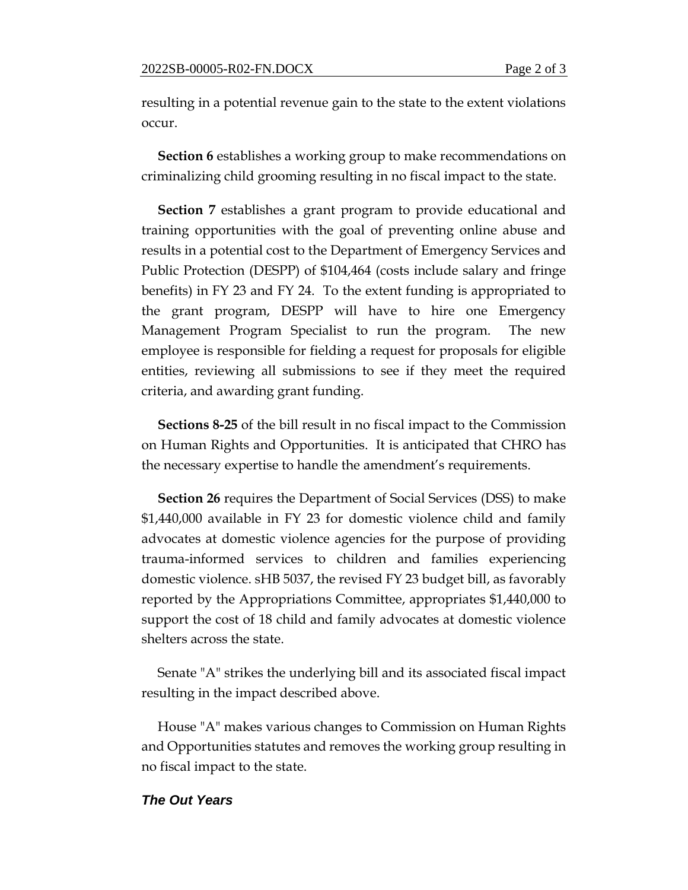resulting in a potential revenue gain to the state to the extent violations occur.

**Section 6** establishes a working group to make recommendations on criminalizing child grooming resulting in no fiscal impact to the state.

**Section 7** establishes a grant program to provide educational and training opportunities with the goal of preventing online abuse and results in a potential cost to the Department of Emergency Services and Public Protection (DESPP) of $104,464 (costs include salary and fringe benefits) in FY 23 and FY 24. To the extent funding is appropriated to the grant program, DESPP will have to hire one Emergency Management Program Specialist to run the program. The new employee is responsible for fielding a request for proposals for eligible entities, reviewing all submissions to see if they meet the required criteria, and awarding grant funding.

**Sections 8-25** of the bill result in no fiscal impact to the Commission on Human Rights and Opportunities. It is anticipated that CHRO has the necessary expertise to handle the amendment's requirements.

**Section 26** requires the Department of Social Services (DSS) to make $1,440,000 available in FY 23 for domestic violence child and family advocates at domestic violence agencies for the purpose of providing trauma-informed services to children and families experiencing domestic violence. sHB 5037, the revised FY 23 budget bill, as favorably reported by the Appropriations Committee, appropriates $1,440,000 to support the cost of 18 child and family advocates at domestic violence shelters across the state.

Senate "A" strikes the underlying bill and its associated fiscal impact resulting in the impact described above.

House "A" makes various changes to Commission on Human Rights and Opportunities statutes and removes the working group resulting in no fiscal impact to the state.

***The Out Years***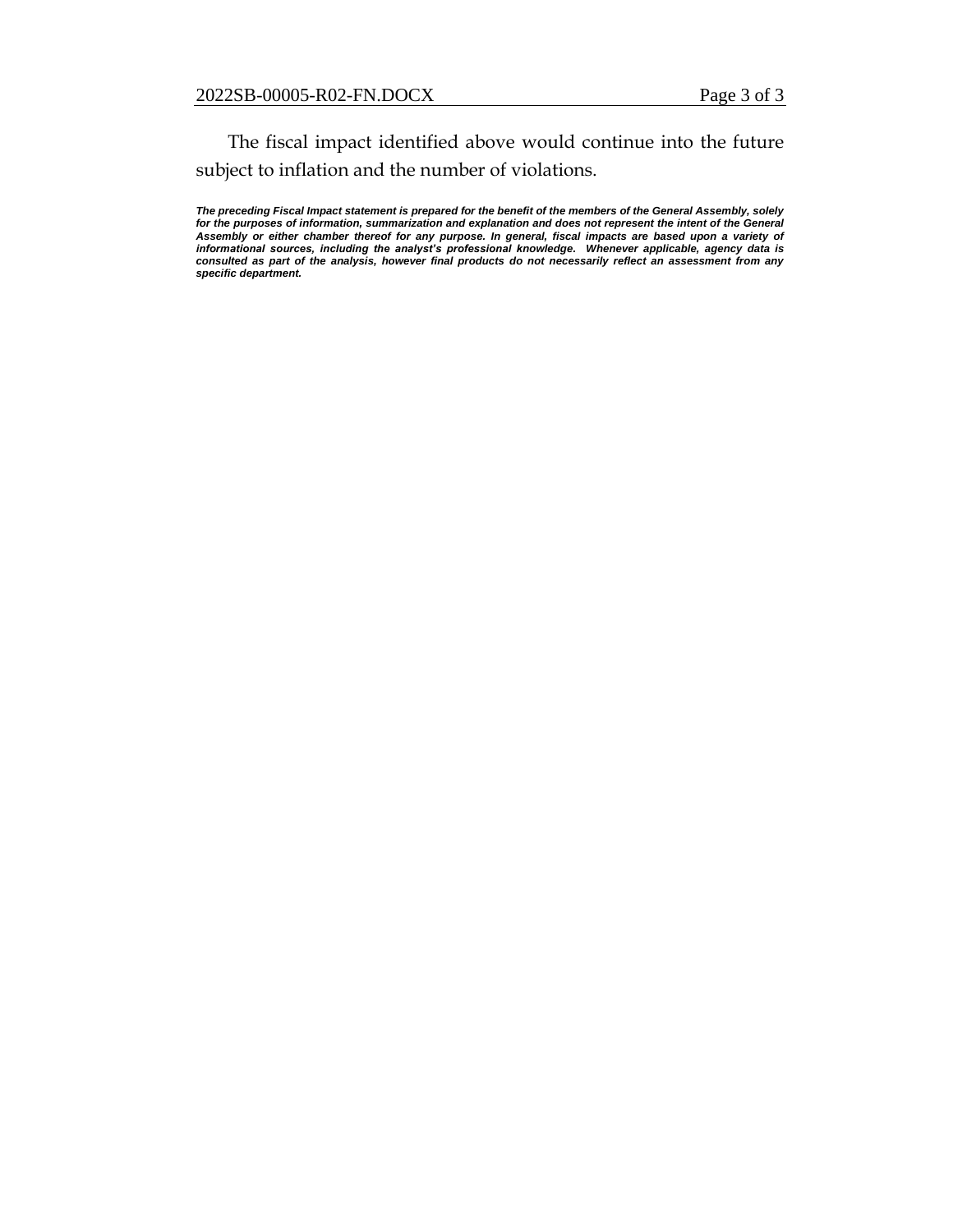The fiscal impact identified above would continue into the future subject to inflation and the number of violations.

***The preceding Fiscal Impact statement is prepared for the benefit of the members of the General Assembly, solely for the purposes of information, summarization and explanation and does not represent the intent of the General Assembly or either chamber thereof for any purpose. In general, fiscal impacts are based upon a variety of informational sources, including the analyst's professional knowledge. Whenever applicable, agency data is consulted as part of the analysis, however final products do not necessarily reflect an assessment from any specific department.***